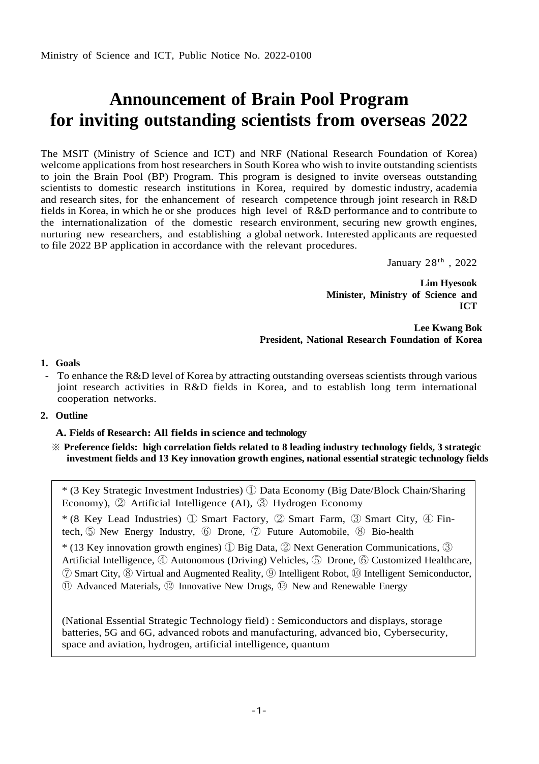Ministry of Science and ICT, Public Notice No. 2022-0100

# Announcement of Brain Pool Program for inviting outstanding scientists from overseas 2022

The MSIT (Ministry of Science and ICT) and NRF (National Research Foundation of Korea) welcome applications from host researchers in South Korea who wish to invite outstanding scientists to join the Brain Pool (BP) Program. This program is designed to invite overseas outstanding scientists to domestic research institutions in Korea, required by domestic industry, academia and research sites, for the enhancement of research competence through joint research in R&D fields in Korea, in which he or she produces high level of R&D performance and to contribute to the internationalization of the domestic research environment, securing new growth engines, nurturing new researchers, and establishing a global network. Interested applicants are requested to file 2022 BP application in accordance with the relevant procedures.

January 28th , 2022

**Lim Hyesook**
**Minister, Ministry of Science and ICT**

**Lee Kwang Bok**
**President, National Research Foundation of Korea**

**1. Goals**

- To enhance the R&D level of Korea by attracting outstanding overseas scientists through various joint research activities in R&D fields in Korea, and to establish long term international cooperation networks.

**2. Outline**

**A. Fields of Research: All fields in science and technology**

※ **Preference fields: high correlation fields related to 8 leading industry technology fields, 3 strategic investment fields and 13 Key innovation growth engines, national essential strategic technology fields**

> * (3 Key Strategic Investment Industries) ① Data Economy (Big Date/Block Chain/Sharing Economy), ② Artificial Intelligence (AI), ③ Hydrogen Economy
>
> * (8 Key Lead Industries) ① Smart Factory, ② Smart Farm, ③ Smart City, ④ Fin-tech, ⑤ New Energy Industry, ⑥ Drone, ⑦ Future Automobile, ⑧ Bio-health
>
> * (13 Key innovation growth engines) ① Big Data, ② Next Generation Communications, ③ Artificial Intelligence, ④ Autonomous (Driving) Vehicles, ⑤ Drone, ⑥ Customized Healthcare, ⑦ Smart City, ⑧ Virtual and Augmented Reality, ⑨ Intelligent Robot, ⑩ Intelligent Semiconductor, ⑪ Advanced Materials, ⑫ Innovative New Drugs, ⑬ New and Renewable Energy
>
> (National Essential Strategic Technology field) : Semiconductors and displays, storage batteries, 5G and 6G, advanced robots and manufacturing, advanced bio, Cybersecurity, space and aviation, hydrogen, artificial intelligence, quantum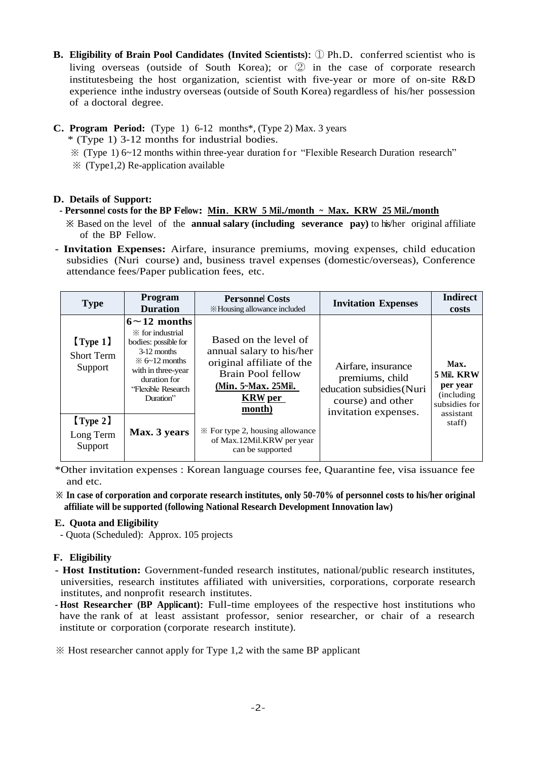**B. Eligibility of Brain Pool Candidates (Invited Scientists):** ① Ph.D. conferred scientist who is living overseas (outside of South Korea); or ② in the case of corporate research institutesbeing the host organization, scientist with five-year or more of on-site R&D experience inthe industry overseas (outside of South Korea) regardless of his/her possession of a doctoral degree.

**C. Program Period:** (Type 1) 6-12 months*, (Type 2) Max. 3 years

\* (Type 1) 3-12 months for industrial bodies.

※ (Type 1) 6~12 months within three-year duration for "Flexible Research Duration research"

※ (Type1,2) Re-application available

**D. Details of Support:**

- **Personnel costs for the BP Fellow: <u>Min. KRW 5 Mil./month ~ Max. KRW 25 Mil./month</u>**

※ Based on the level of the **annual salary (including severance pay)** to his/her original affiliate of the BP Fellow.

- **Invitation Expenses:** Airfare, insurance premiums, moving expenses, child education subsidies (Nuri course) and, business travel expenses (domestic/overseas), Conference attendance fees/Paper publication fees, etc.

| Type | Program Duration | Personnel Costs ※Housing allowance included | Invitation Expenses | Indirect costs |
|---|---|---|---|---|
| 【Type 1】 Short Term Support | **6～12 months** ※ for industrial bodies: possible for 3-12 months ※ 6~12 months with in three-year duration for "Flexible Research Duration" | Based on the level of annual salary to his/her original affiliate of the Brain Pool fellow **<u>(Min. 5~Max. 25Mil. KRW per month)</u>** | Airfare, insurance premiums, child education subsidies(Nuri course) and other invitation expenses. | **Max. 5 Mil. KRW per year** (including subsidies for assistant staff) |
| 【Type 2】 Long Term Support | **Max. 3 years** | ※ For type 2, housing allowance of Max.12Mil.KRW per year can be supported | | |

\*Other invitation expenses : Korean language courses fee, Quarantine fee, visa issuance fee and etc.

**※ In case of corporation and corporate research institutes, only 50-70% of personnel costs to his/her original affiliate will be supported (following National Research Development Innovation law)**

**E. Quota and Eligibility**

- Quota (Scheduled): Approx. 105 projects

**F. Eligibility**

- **Host Institution:** Government-funded research institutes, national/public research institutes, universities, research institutes affiliated with universities, corporations, corporate research institutes, and nonprofit research institutes.
- **Host Researcher (BP Applicant):** Full-time employees of the respective host institutions who have the rank of at least assistant professor, senior researcher, or chair of a research institute or corporation (corporate research institute).

※ Host researcher cannot apply for Type 1,2 with the same BP applicant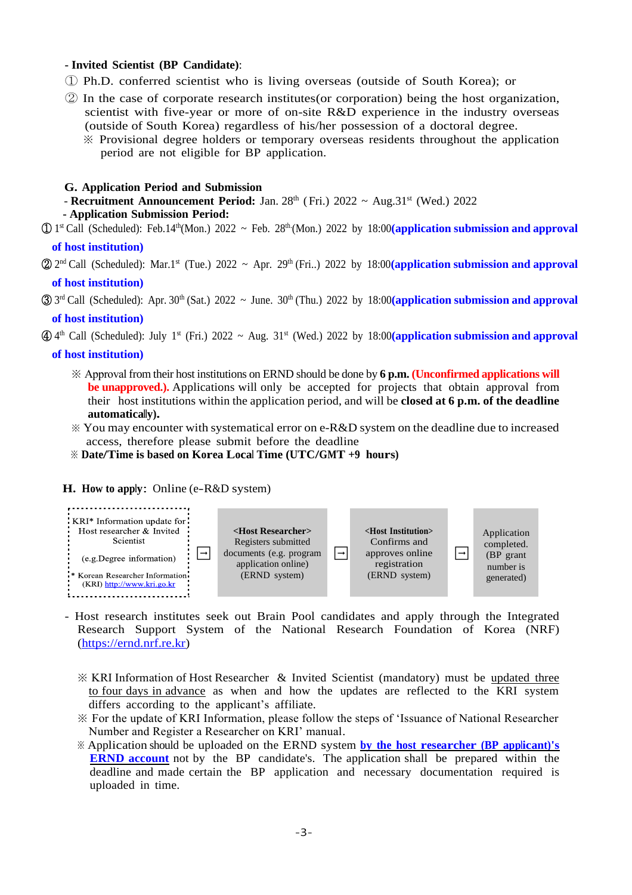- **Invited Scientist (BP Candidate)**:

① Ph.D. conferred scientist who is living overseas (outside of South Korea); or

② In the case of corporate research institutes(or corporation) being the host organization, scientist with five-year or more of on-site R&D experience in the industry overseas (outside of South Korea) regardless of his/her possession of a doctoral degree.

※ Provisional degree holders or temporary overseas residents throughout the application period are not eligible for BP application.

### G. Application Period and Submission

- **Recruitment Announcement Period:** Jan. 28th (Fri.) 2022 ~ Aug.31st (Wed.) 2022
- **Application Submission Period:**

① 1st Call (Scheduled): Feb.14th(Mon.) 2022 ~ Feb. 28th(Mon.) 2022 by 18:00**(application submission and approval of host institution)**

② 2nd Call (Scheduled): Mar.1st (Tue.) 2022 ~ Apr. 29th (Fri..) 2022 by 18:00**(application submission and approval of host institution)**

③ 3rd Call (Scheduled): Apr. 30th (Sat.) 2022 ~ June. 30th (Thu.) 2022 by 18:00**(application submission and approval of host institution)**

④ 4th Call (Scheduled): July 1st (Fri.) 2022 ~ Aug. 31st (Wed.) 2022 by 18:00**(application submission and approval of host institution)**

※ Approval from their host institutions on ERND should be done by **6 p.m.** **(Unconfirmed applications will be unapproved.).** Applications will only be accepted for projects that obtain approval from their host institutions within the application period, and will be **closed at 6 p.m. of the deadline automatically).**

※ You may encounter with systematical error on e-R&D system on the deadline due to increased access, therefore please submit before the deadline

※ **Date/Time is based on Korea Local Time (UTC/GMT +9 hours)**

### H. How to apply: Online (e-R&D system)

| KRI* Information update for Host researcher & Invited Scientist (e.g.Degree information) * Korean Researcher Information (KRI) http://www.kri.go.kr | → | <Host Researcher> Registers submitted documents (e.g. program application online) (ERND system) | → | <Host Institution> Confirms and approves online registration (ERND system) | → | Application completed. (BP grant number is generated) |
|---|---|---|---|---|---|---|

- Host research institutes seek out Brain Pool candidates and apply through the Integrated Research Support System of the National Research Foundation of Korea (NRF) (https://ernd.nrf.re.kr)

※ KRI Information of Host Researcher & Invited Scientist (mandatory) must be updated three to four days in advance as when and how the updates are reflected to the KRI system differs according to the applicant's affiliate.

※ For the update of KRI Information, please follow the steps of 'Issuance of National Researcher Number and Register a Researcher on KRI' manual.

※ Application should be uploaded on the ERND system **by the host researcher (BP applicant)'s ERND account** not by the BP candidate's. The application shall be prepared within the deadline and made certain the BP application and necessary documentation required is uploaded in time.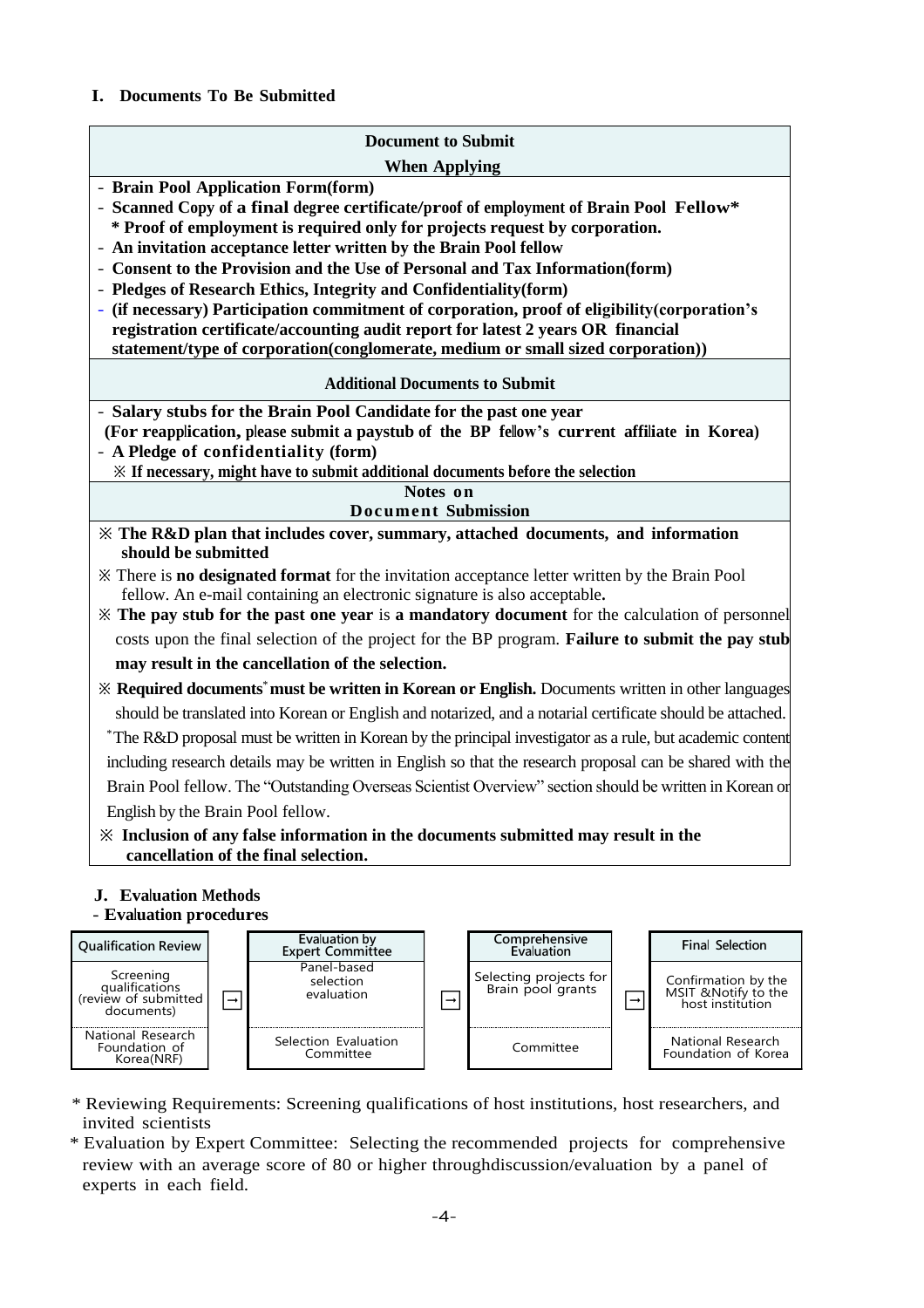## I. Documents To Be Submitted

| Document to Submit When Applying |
|---|
| - **Brain Pool Application Form(form)**<br>- **Scanned Copy of a final degree certificate/proof of employment of Brain Pool Fellow***<br>**\* Proof of employment is required only for projects request by corporation.**<br>- **An invitation acceptance letter written by the Brain Pool fellow**<br>- **Consent to the Provision and the Use of Personal and Tax Information(form)**<br>- **Pledges of Research Ethics, Integrity and Confidentiality(form)**<br>- **(if necessary) Participation commitment of corporation, proof of eligibility(corporation's registration certificate/accounting audit report for latest 2 years OR financial statement/type of corporation(conglomerate, medium or small sized corporation))** |
| **Additional Documents to Submit** |
| - **Salary stubs for the Brain Pool Candidate for the past one year**<br>**(For reapplication, please submit a paystub of the BP fellow's current affiliate in Korea)**<br>- **A Pledge of confidentiality (form)**<br>**※ If necessary, might have to submit additional documents before the selection** |
| **Notes on Document Submission** |
| ※ **The R&D plan that includes cover, summary, attached documents, and information should be submitted**<br>※ There is **no designated format** for the invitation acceptance letter written by the Brain Pool fellow. An e-mail containing an electronic signature is also acceptable.<br>※ **The pay stub for the past one year** is **a mandatory document** for the calculation of personnel costs upon the final selection of the project for the BP program. **Failure to submit the pay stub may result in the cancellation of the selection.**<br>※ **Required documents\* must be written in Korean or English.** Documents written in other languages should be translated into Korean or English and notarized, and a notarial certificate should be attached.<br>\*The R&D proposal must be written in Korean by the principal investigator as a rule, but academic content including research details may be written in English so that the research proposal can be shared with the Brain Pool fellow. The "Outstanding Overseas Scientist Overview" section should be written in Korean or English by the Brain Pool fellow.<br>※ **Inclusion of any false information in the documents submitted may result in the cancellation of the final selection.** |

## J. Evaluation Methods

**- Evaluation procedures**

| Qualification Review | | Evaluation by Expert Committee | | Comprehensive Evaluation | | Final Selection |
|---|---|---|---|---|---|---|
| Screening qualifications (review of submitted documents) | → | Panel-based selection evaluation | → | Selecting projects for Brain pool grants | → | Confirmation by the MSIT &Notify to the host institution |
| National Research Foundation of Korea(NRF) | | Selection Evaluation Committee | | Committee | | National Research Foundation of Korea |

\* Reviewing Requirements: Screening qualifications of host institutions, host researchers, and invited scientists

\* Evaluation by Expert Committee: Selecting the recommended projects for comprehensive review with an average score of 80 or higher throughdiscussion/evaluation by a panel of experts in each field.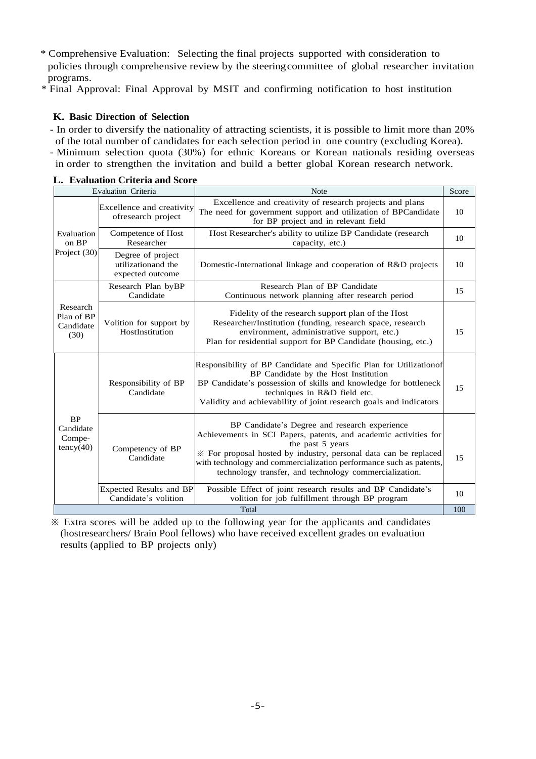\* Comprehensive Evaluation: Selecting the final projects supported with consideration to policies through comprehensive review by the steering committee of global researcher invitation programs.

\* Final Approval: Final Approval by MSIT and confirming notification to host institution

### K. Basic Direction of Selection

- In order to diversify the nationality of attracting scientists, it is possible to limit more than 20% of the total number of candidates for each selection period in one country (excluding Korea).
- Minimum selection quota (30%) for ethnic Koreans or Korean nationals residing overseas in order to strengthen the invitation and build a better global Korean research network.

### L. Evaluation Criteria and Score

| Evaluation Criteria | | Note | Score |
|---|---|---|---|
| Evaluation on BP Project (30) | Excellence and creativity ofresearch project | Excellence and creativity of research projects and plans<br>The need for government support and utilization of BPCandidate for BP project and in relevant field | 10 |
| | Competence of Host Researcher | Host Researcher's ability to utilize BP Candidate (research capacity, etc.) | 10 |
| | Degree of project utilizationand the expected outcome | Domestic-International linkage and cooperation of R&D projects | 10 |
| Research Plan of BP Candidate (30) | Research Plan byBP Candidate | Research Plan of BP Candidate<br>Continuous network planning after research period | 15 |
| | Volition for support by HostInstitution | Fidelity of the research support plan of the Host Researcher/Institution (funding, research space, research environment, administrative support, etc.)<br>Plan for residential support for BP Candidate (housing, etc.) | 15 |
| BP Candidate Compe-tency(40) | Responsibility of BP Candidate | Responsibility of BP Candidate and Specific Plan for Utilizationof BP Candidate by the Host Institution<br>BP Candidate's possession of skills and knowledge for bottleneck techniques in R&D field etc.<br>Validity and achievability of joint research goals and indicators | 15 |
| | Competency of BP Candidate | BP Candidate's Degree and research experience<br>Achievements in SCI Papers, patents, and academic activities for the past 5 years<br>※ For proposal hosted by industry, personal data can be replaced with technology and commercialization performance such as patents, technology transfer, and technology commercialization. | 15 |
| | Expected Results and BP Candidate's volition | Possible Effect of joint research results and BP Candidate's volition for job fulfillment through BP program | 10 |
| Total | | | 100 |

※ Extra scores will be added up to the following year for the applicants and candidates (hostresearchers/ Brain Pool fellows) who have received excellent grades on evaluation results (applied to BP projects only)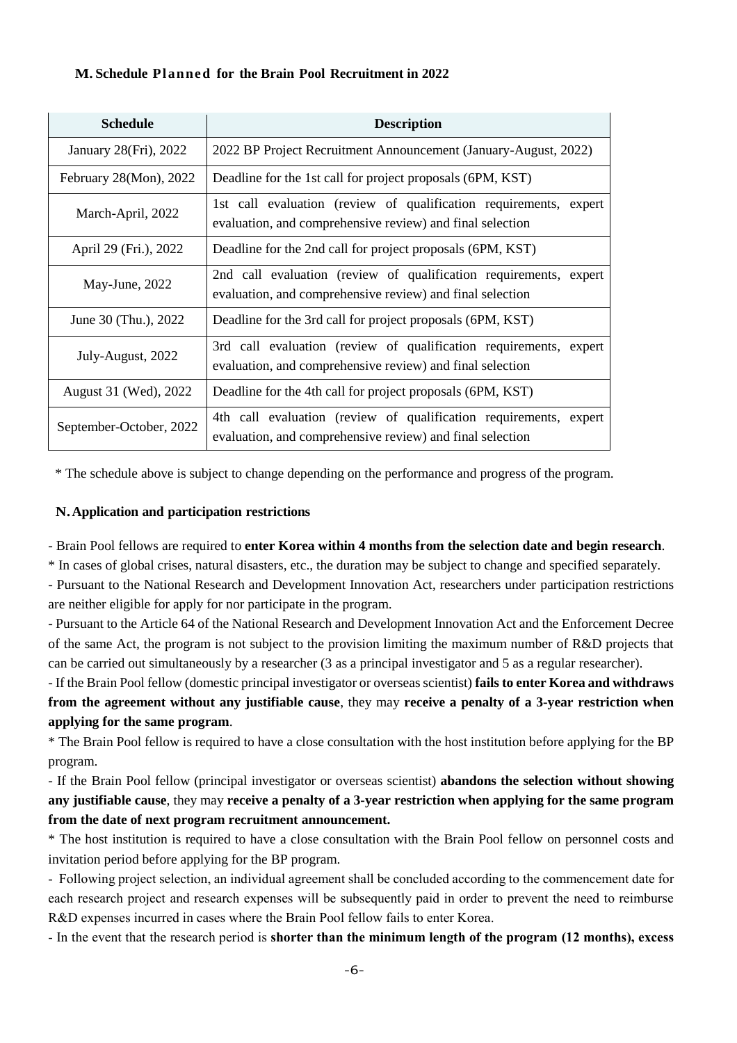### M. Schedule Planned for the Brain Pool Recruitment in 2022

| Schedule | Description |
|---|---|
| January 28(Fri), 2022 | 2022 BP Project Recruitment Announcement (January-August, 2022) |
| February 28(Mon), 2022 | Deadline for the 1st call for project proposals (6PM, KST) |
| March-April, 2022 | 1st call evaluation (review of qualification requirements, expert evaluation, and comprehensive review) and final selection |
| April 29 (Fri.), 2022 | Deadline for the 2nd call for project proposals (6PM, KST) |
| May-June, 2022 | 2nd call evaluation (review of qualification requirements, expert evaluation, and comprehensive review) and final selection |
| June 30 (Thu.), 2022 | Deadline for the 3rd call for project proposals (6PM, KST) |
| July-August, 2022 | 3rd call evaluation (review of qualification requirements, expert evaluation, and comprehensive review) and final selection |
| August 31 (Wed), 2022 | Deadline for the 4th call for project proposals (6PM, KST) |
| September-October, 2022 | 4th call evaluation (review of qualification requirements, expert evaluation, and comprehensive review) and final selection |

* The schedule above is subject to change depending on the performance and progress of the program.

### N. Application and participation restrictions

- Brain Pool fellows are required to **enter Korea within 4 months from the selection date and begin research**.

* In cases of global crises, natural disasters, etc., the duration may be subject to change and specified separately.

- Pursuant to the National Research and Development Innovation Act, researchers under participation restrictions are neither eligible for apply for nor participate in the program.

- Pursuant to the Article 64 of the National Research and Development Innovation Act and the Enforcement Decree of the same Act, the program is not subject to the provision limiting the maximum number of R&D projects that can be carried out simultaneously by a researcher (3 as a principal investigator and 5 as a regular researcher).

- If the Brain Pool fellow (domestic principal investigator or overseas scientist) **fails to enter Korea and withdraws from the agreement without any justifiable cause**, they may **receive a penalty of a 3-year restriction when applying for the same program**.

* The Brain Pool fellow is required to have a close consultation with the host institution before applying for the BP program.

- If the Brain Pool fellow (principal investigator or overseas scientist) **abandons the selection without showing any justifiable cause**, they may **receive a penalty of a 3-year restriction when applying for the same program from the date of next program recruitment announcement.**

* The host institution is required to have a close consultation with the Brain Pool fellow on personnel costs and invitation period before applying for the BP program.

- Following project selection, an individual agreement shall be concluded according to the commencement date for each research project and research expenses will be subsequently paid in order to prevent the need to reimburse R&D expenses incurred in cases where the Brain Pool fellow fails to enter Korea.

- In the event that the research period is **shorter than the minimum length of the program (12 months), excess**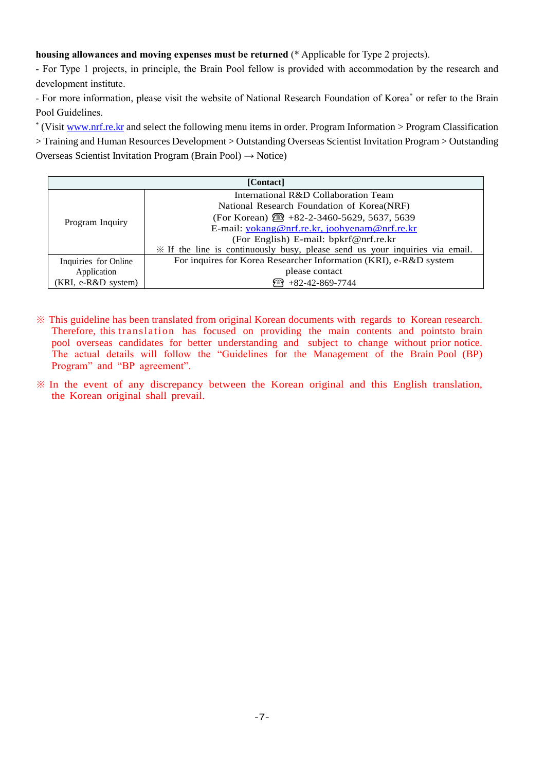**housing allowances and moving expenses must be returned** (* Applicable for Type 2 projects).

- For Type 1 projects, in principle, the Brain Pool fellow is provided with accommodation by the research and development institute.
- For more information, please visit the website of National Research Foundation of Korea* or refer to the Brain Pool Guidelines.

* (Visit www.nrf.re.kr and select the following menu items in order. Program Information > Program Classification > Training and Human Resources Development > Outstanding Overseas Scientist Invitation Program > Outstanding Overseas Scientist Invitation Program (Brain Pool) → Notice)

| [Contact] | |
|---|---|
| Program Inquiry | International R&D Collaboration Team<br>National Research Foundation of Korea(NRF)<br>(For Korean) ☎ +82-2-3460-5629, 5637, 5639<br>E-mail: yokang@nrf.re.kr, joohyenam@nrf.re.kr<br>(For English) E-mail: bpkrf@nrf.re.kr<br>※ If the line is continuously busy, please send us your inquiries via email. |
| Inquiries for Online Application (KRI, e-R&D system) | For inquires for Korea Researcher Information (KRI), e-R&D system please contact<br>☎ +82-42-869-7744 |

※ This guideline has been translated from original Korean documents with regards to Korean research. Therefore, this translation has focused on providing the main contents and pointsto brain pool overseas candidates for better understanding and subject to change without prior notice. The actual details will follow the "Guidelines for the Management of the Brain Pool (BP) Program" and "BP agreement".

※ In the event of any discrepancy between the Korean original and this English translation, the Korean original shall prevail.